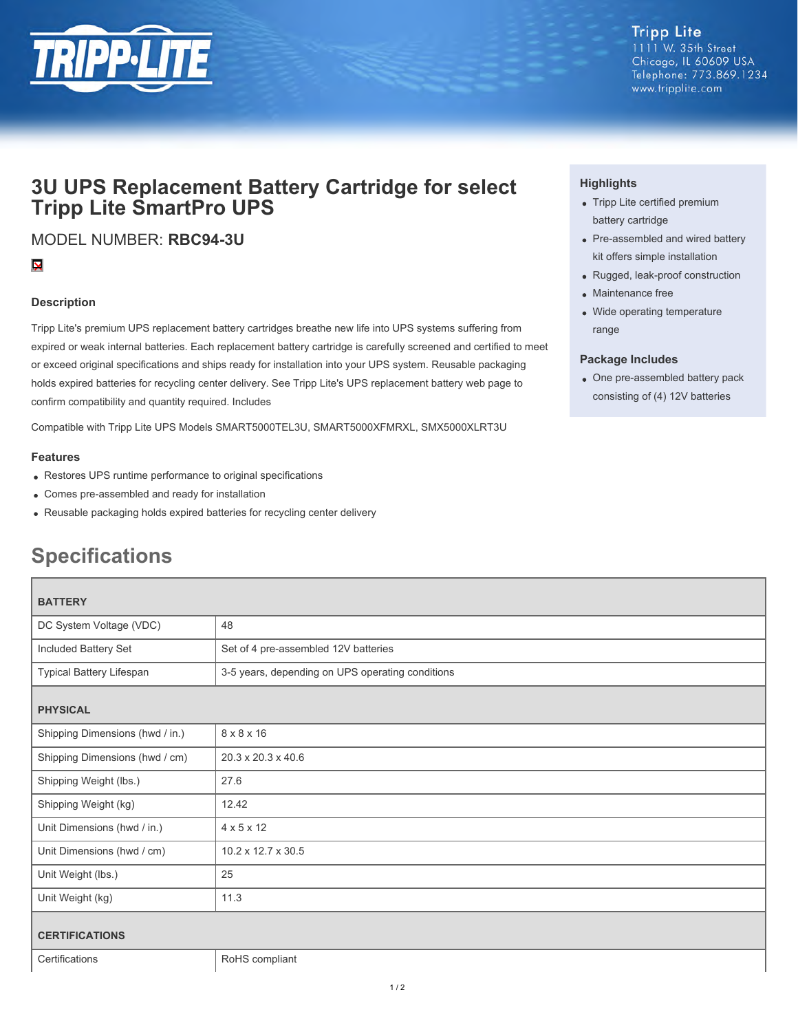Tripp Lite
1111 W. 35th Street
Chicago, IL 60609 USA
Telephone: 773.869.1234
www.tripplite.com

# 3U UPS Replacement Battery Cartridge for select Tripp Lite SmartPro UPS

MODEL NUMBER: **RBC94-3U**

### Description

Tripp Lite's premium UPS replacement battery cartridges breathe new life into UPS systems suffering from expired or weak internal batteries. Each replacement battery cartridge is carefully screened and certified to meet or exceed original specifications and ships ready for installation into your UPS system. Reusable packaging holds expired batteries for recycling center delivery. See Tripp Lite's UPS replacement battery web page to confirm compatibility and quantity required. Includes

Compatible with Tripp Lite UPS Models SMART5000TEL3U, SMART5000XFMRXL, SMX5000XLRT3U

### Features

- Restores UPS runtime performance to original specifications
- Comes pre-assembled and ready for installation
- Reusable packaging holds expired batteries for recycling center delivery

### Highlights

- Tripp Lite certified premium battery cartridge
- Pre-assembled and wired battery kit offers simple installation
- Rugged, leak-proof construction
- Maintenance free
- Wide operating temperature range

### Package Includes

- One pre-assembled battery pack consisting of (4) 12V batteries

## Specifications

| **BATTERY** | |
|---|---|
| DC System Voltage (VDC) | 48 |
| Included Battery Set | Set of 4 pre-assembled 12V batteries |
| Typical Battery Lifespan | 3-5 years, depending on UPS operating conditions |
| **PHYSICAL** | |
| Shipping Dimensions (hwd / in.) | 8 x 8 x 16 |
| Shipping Dimensions (hwd / cm) | 20.3 x 20.3 x 40.6 |
| Shipping Weight (lbs.) | 27.6 |
| Shipping Weight (kg) | 12.42 |
| Unit Dimensions (hwd / in.) | 4 x 5 x 12 |
| Unit Dimensions (hwd / cm) | 10.2 x 12.7 x 30.5 |
| Unit Weight (lbs.) | 25 |
| Unit Weight (kg) | 11.3 |
| **CERTIFICATIONS** | |
| Certifications | RoHS compliant |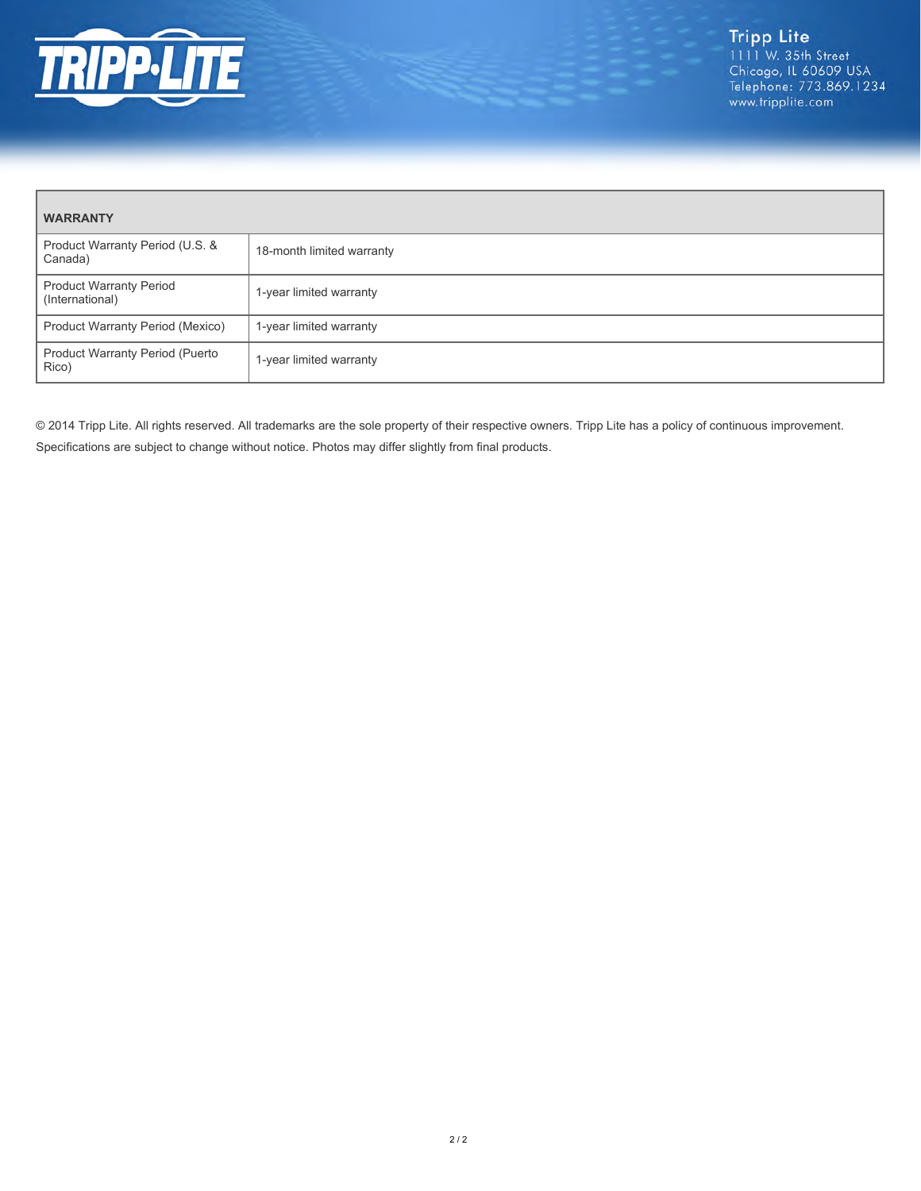Tripp Lite
1111 W. 35th Street
Chicago, IL 60609 USA
Telephone: 773.869.1234
www.tripplite.com

| WARRANTY | |
|---|---|
| Product Warranty Period (U.S. & Canada) | 18-month limited warranty |
| Product Warranty Period (International) | 1-year limited warranty |
| Product Warranty Period (Mexico) | 1-year limited warranty |
| Product Warranty Period (Puerto Rico) | 1-year limited warranty |

© 2014 Tripp Lite. All rights reserved. All trademarks are the sole property of their respective owners. Tripp Lite has a policy of continuous improvement. Specifications are subject to change without notice. Photos may differ slightly from final products.